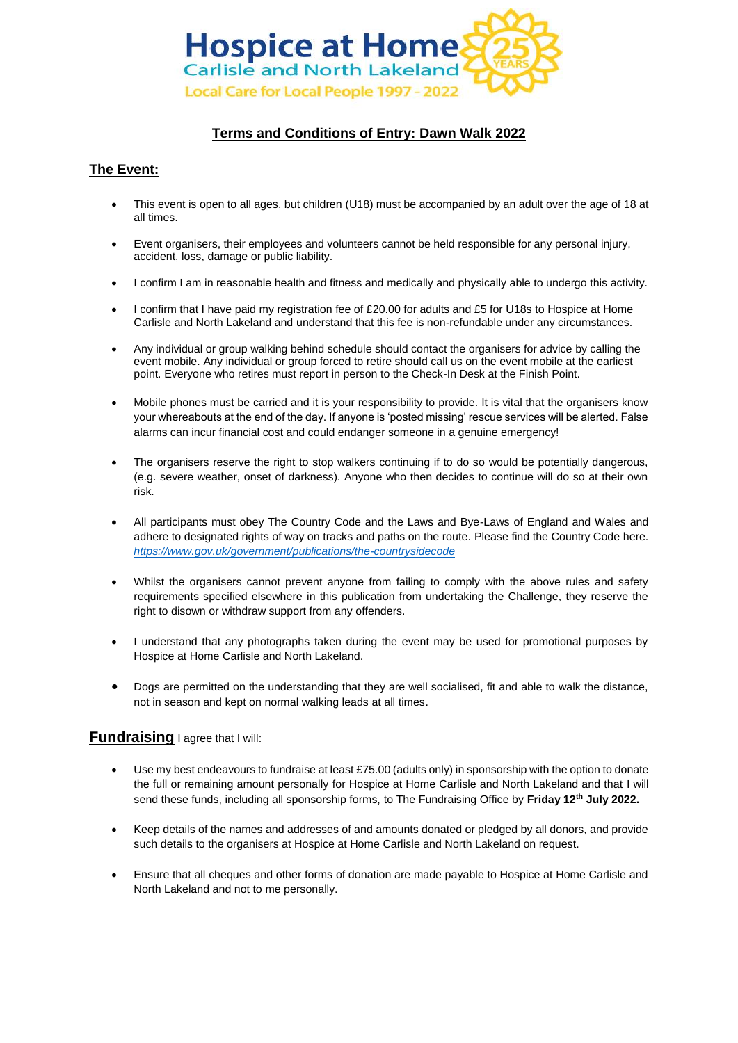# Hospice at Home
Carlisle and North Lakeland
Local Care for Local People 1997 - 2022

25 YEARS

## Terms and Conditions of Entry: Dawn Walk 2022

### The Event:

- This event is open to all ages, but children (U18) must be accompanied by an adult over the age of 18 at all times.
- Event organisers, their employees and volunteers cannot be held responsible for any personal injury, accident, loss, damage or public liability.
- I confirm I am in reasonable health and fitness and medically and physically able to undergo this activity.
- I confirm that I have paid my registration fee of £20.00 for adults and £5 for U18s to Hospice at Home Carlisle and North Lakeland and understand that this fee is non-refundable under any circumstances.
- Any individual or group walking behind schedule should contact the organisers for advice by calling the event mobile. Any individual or group forced to retire should call us on the event mobile at the earliest point. Everyone who retires must report in person to the Check-In Desk at the Finish Point.
- Mobile phones must be carried and it is your responsibility to provide. It is vital that the organisers know your whereabouts at the end of the day. If anyone is 'posted missing' rescue services will be alerted. False alarms can incur financial cost and could endanger someone in a genuine emergency!
- The organisers reserve the right to stop walkers continuing if to do so would be potentially dangerous, (e.g. severe weather, onset of darkness). Anyone who then decides to continue will do so at their own risk.
- All participants must obey The Country Code and the Laws and Bye-Laws of England and Wales and adhere to designated rights of way on tracks and paths on the route. Please find the Country Code here. *https://www.gov.uk/government/publications/the-countrysidecode*
- Whilst the organisers cannot prevent anyone from failing to comply with the above rules and safety requirements specified elsewhere in this publication from undertaking the Challenge, they reserve the right to disown or withdraw support from any offenders.
- I understand that any photographs taken during the event may be used for promotional purposes by Hospice at Home Carlisle and North Lakeland.
- Dogs are permitted on the understanding that they are well socialised, fit and able to walk the distance, not in season and kept on normal walking leads at all times.

### Fundraising

I agree that I will:

- Use my best endeavours to fundraise at least £75.00 (adults only) in sponsorship with the option to donate the full or remaining amount personally for Hospice at Home Carlisle and North Lakeland and that I will send these funds, including all sponsorship forms, to The Fundraising Office by **Friday 12th July 2022.**
- Keep details of the names and addresses of and amounts donated or pledged by all donors, and provide such details to the organisers at Hospice at Home Carlisle and North Lakeland on request.
- Ensure that all cheques and other forms of donation are made payable to Hospice at Home Carlisle and North Lakeland and not to me personally.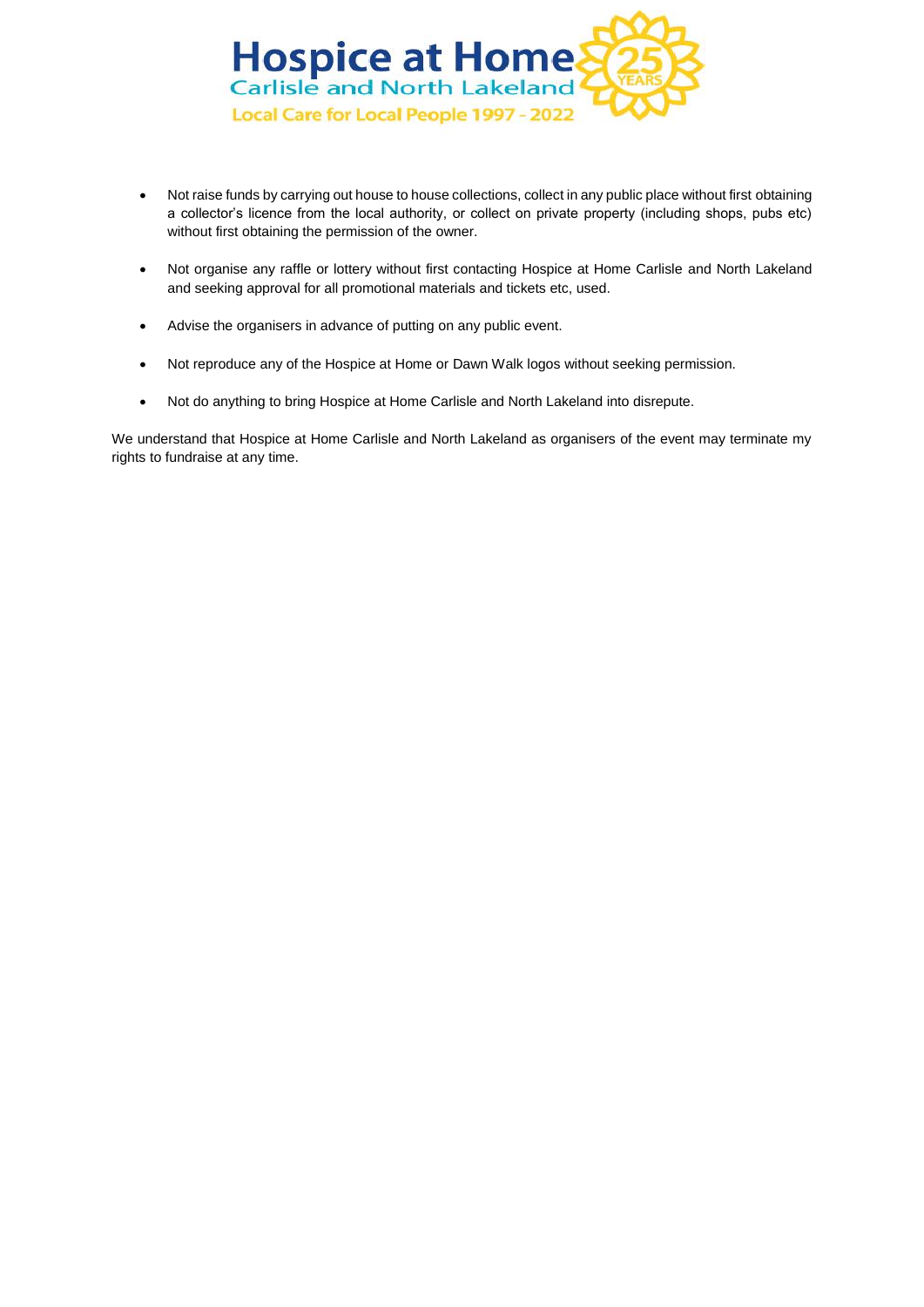- Not raise funds by carrying out house to house collections, collect in any public place without first obtaining a collector's licence from the local authority, or collect on private property (including shops, pubs etc) without first obtaining the permission of the owner.

- Not organise any raffle or lottery without first contacting Hospice at Home Carlisle and North Lakeland and seeking approval for all promotional materials and tickets etc, used.

- Advise the organisers in advance of putting on any public event.

- Not reproduce any of the Hospice at Home or Dawn Walk logos without seeking permission.

- Not do anything to bring Hospice at Home Carlisle and North Lakeland into disrepute.

We understand that Hospice at Home Carlisle and North Lakeland as organisers of the event may terminate my rights to fundraise at any time.